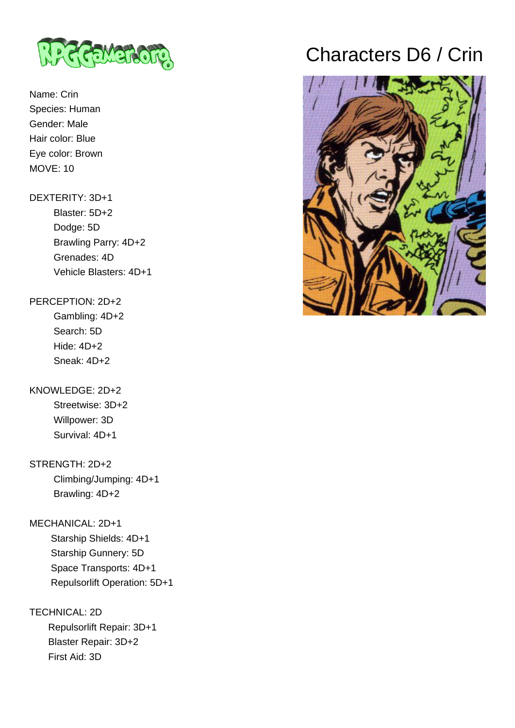# Characters D6 / Crin

Name: Crin
Species: Human
Gender: Male
Hair color: Blue
Eye color: Brown
MOVE: 10

DEXTERITY: 3D+1
- Blaster: 5D+2
- Dodge: 5D
- Brawling Parry: 4D+2
- Grenades: 4D
- Vehicle Blasters: 4D+1

PERCEPTION: 2D+2
- Gambling: 4D+2
- Search: 5D
- Hide: 4D+2
- Sneak: 4D+2

KNOWLEDGE: 2D+2
- Streetwise: 3D+2
- Willpower: 3D
- Survival: 4D+1

STRENGTH: 2D+2
- Climbing/Jumping: 4D+1
- Brawling: 4D+2

MECHANICAL: 2D+1
- Starship Shields: 4D+1
- Starship Gunnery: 5D
- Space Transports: 4D+1
- Repulsorlift Operation: 5D+1

TECHNICAL: 2D
- Repulsorlift Repair: 3D+1
- Blaster Repair: 3D+2
- First Aid: 3D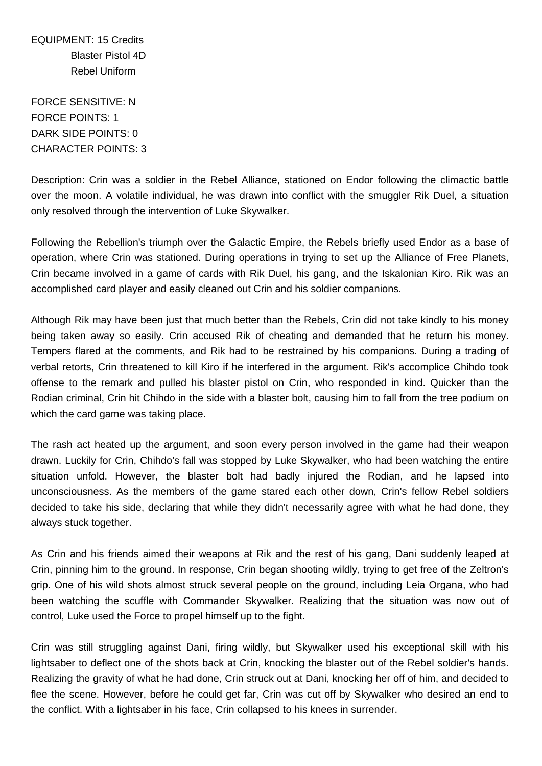EQUIPMENT: 15 Credits
Blaster Pistol 4D
Rebel Uniform

FORCE SENSITIVE: N
FORCE POINTS: 1
DARK SIDE POINTS: 0
CHARACTER POINTS: 3

Description: Crin was a soldier in the Rebel Alliance, stationed on Endor following the climactic battle over the moon. A volatile individual, he was drawn into conflict with the smuggler Rik Duel, a situation only resolved through the intervention of Luke Skywalker.

Following the Rebellion's triumph over the Galactic Empire, the Rebels briefly used Endor as a base of operation, where Crin was stationed. During operations in trying to set up the Alliance of Free Planets, Crin became involved in a game of cards with Rik Duel, his gang, and the Iskalonian Kiro. Rik was an accomplished card player and easily cleaned out Crin and his soldier companions.

Although Rik may have been just that much better than the Rebels, Crin did not take kindly to his money being taken away so easily. Crin accused Rik of cheating and demanded that he return his money. Tempers flared at the comments, and Rik had to be restrained by his companions. During a trading of verbal retorts, Crin threatened to kill Kiro if he interfered in the argument. Rik's accomplice Chihdo took offense to the remark and pulled his blaster pistol on Crin, who responded in kind. Quicker than the Rodian criminal, Crin hit Chihdo in the side with a blaster bolt, causing him to fall from the tree podium on which the card game was taking place.

The rash act heated up the argument, and soon every person involved in the game had their weapon drawn. Luckily for Crin, Chihdo's fall was stopped by Luke Skywalker, who had been watching the entire situation unfold. However, the blaster bolt had badly injured the Rodian, and he lapsed into unconsciousness. As the members of the game stared each other down, Crin's fellow Rebel soldiers decided to take his side, declaring that while they didn't necessarily agree with what he had done, they always stuck together.

As Crin and his friends aimed their weapons at Rik and the rest of his gang, Dani suddenly leaped at Crin, pinning him to the ground. In response, Crin began shooting wildly, trying to get free of the Zeltron's grip. One of his wild shots almost struck several people on the ground, including Leia Organa, who had been watching the scuffle with Commander Skywalker. Realizing that the situation was now out of control, Luke used the Force to propel himself up to the fight.

Crin was still struggling against Dani, firing wildly, but Skywalker used his exceptional skill with his lightsaber to deflect one of the shots back at Crin, knocking the blaster out of the Rebel soldier's hands. Realizing the gravity of what he had done, Crin struck out at Dani, knocking her off of him, and decided to flee the scene. However, before he could get far, Crin was cut off by Skywalker who desired an end to the conflict. With a lightsaber in his face, Crin collapsed to his knees in surrender.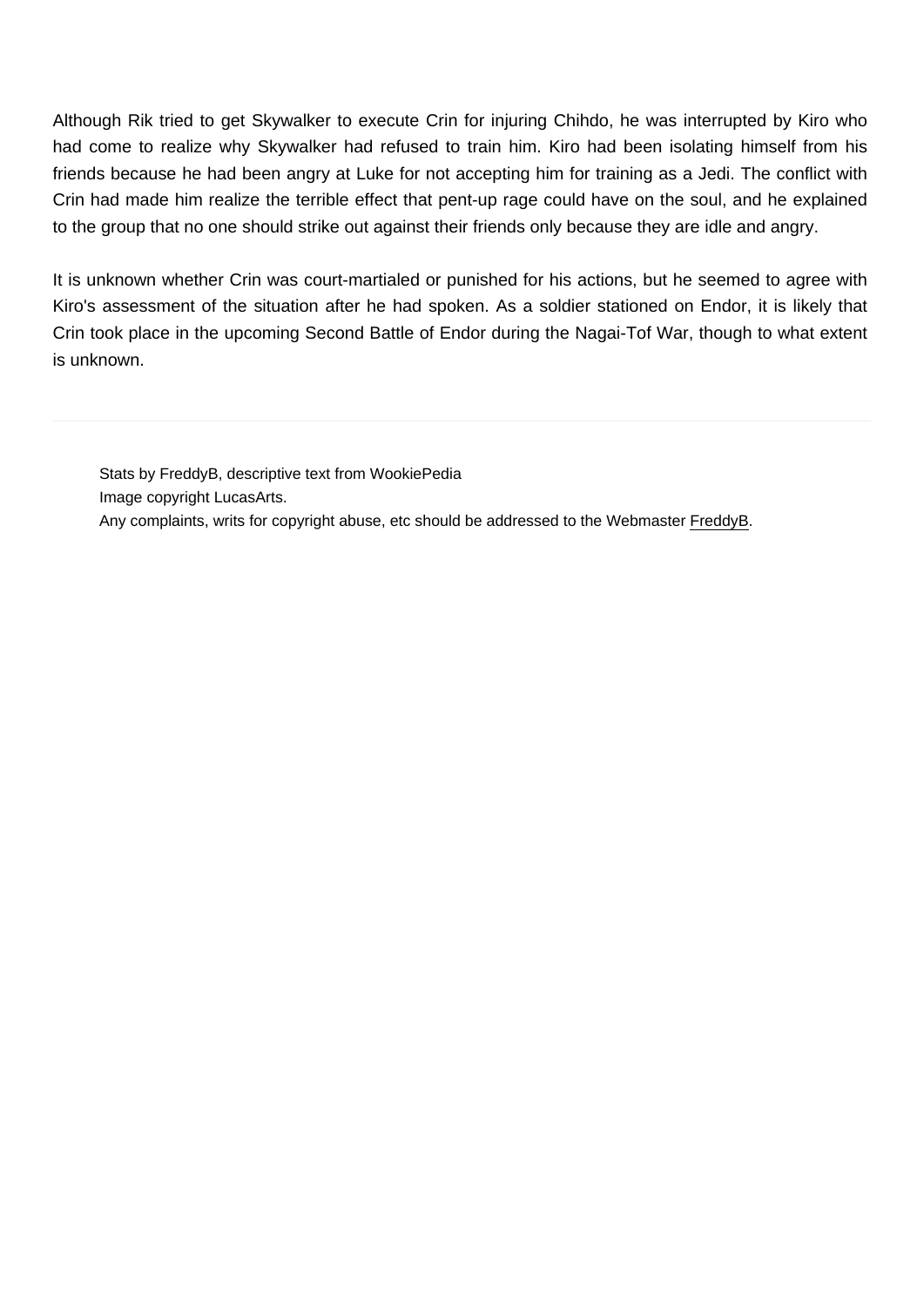Although Rik tried to get Skywalker to execute Crin for injuring Chihdo, he was interrupted by Kiro who had come to realize why Skywalker had refused to train him. Kiro had been isolating himself from his friends because he had been angry at Luke for not accepting him for training as a Jedi. The conflict with Crin had made him realize the terrible effect that pent-up rage could have on the soul, and he explained to the group that no one should strike out against their friends only because they are idle and angry.

It is unknown whether Crin was court-martialed or punished for his actions, but he seemed to agree with Kiro's assessment of the situation after he had spoken. As a soldier stationed on Endor, it is likely that Crin took place in the upcoming Second Battle of Endor during the Nagai-Tof War, though to what extent is unknown.

---

Stats by FreddyB, descriptive text from WookiePedia
Image copyright LucasArts.
Any complaints, writs for copyright abuse, etc should be addressed to the Webmaster FreddyB.